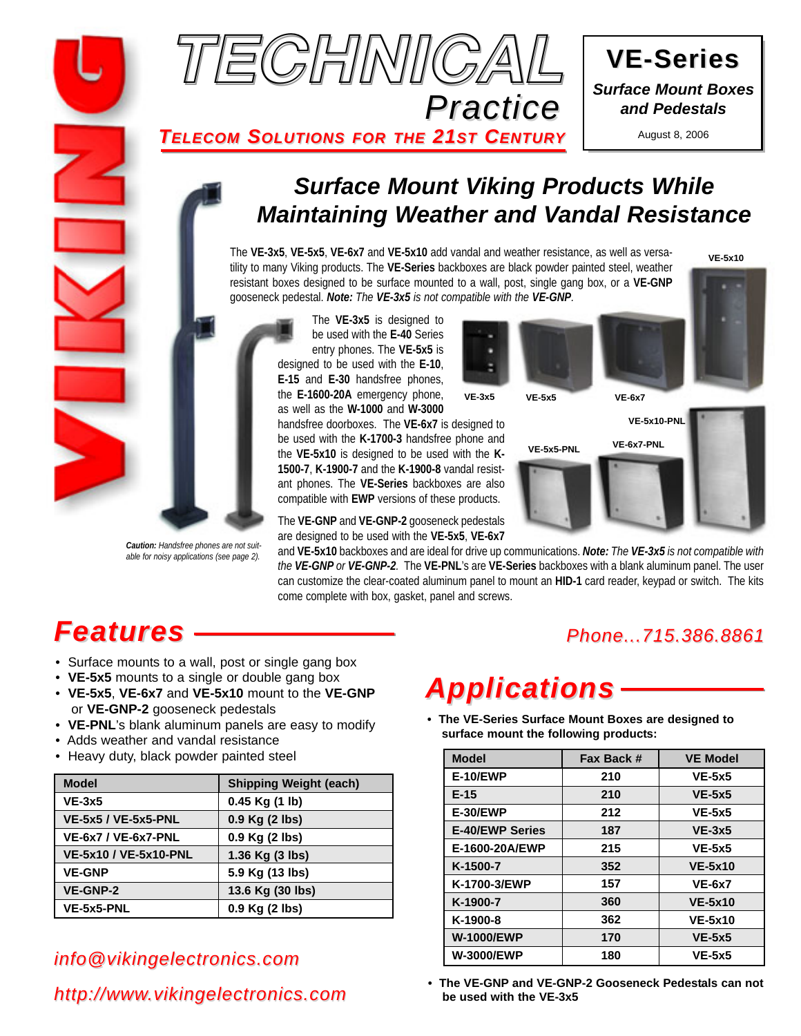# TECHNICAL Practice

**TELECOM SOLUTIONS FOR THE 21ST CENTURY**

**VE-Series**

***Surface Mount Boxes and Pedestals***

August 8, 2006

## *Surface Mount Viking Products While Maintaining Weather and Vandal Resistance*

The **VE-3x5**, **VE-5x5**, **VE-6x7** and **VE-5x10** add vandal and weather resistance, as well as versatility to many Viking products. The **VE-Series** backboxes are black powder painted steel, weather resistant boxes designed to be surface mounted to a wall, post, single gang box, or a **VE-GNP** gooseneck pedestal. ***Note:*** *The* ***VE-3x5*** *is not compatible with the* ***VE-GNP***.

The **VE-3x5** is designed to be used with the **E-40** Series entry phones. The **VE-5x5** is designed to be used with the **E-10**, **E-15** and **E-30** handsfree phones, the **E-1600-20A** emergency phone, as well as the **W-1000** and **W-3000** handsfree doorboxes. The **VE-6x7** is designed to be used with the **K-1700-3** handsfree phone and the **VE-5x10** is designed to be used with the **K-1500-7**, **K-1900-7** and the **K-1900-8** vandal resistant phones. The **VE-Series** backboxes are also compatible with **EWP** versions of these products.

The **VE-GNP** and **VE-GNP-2** gooseneck pedestals are designed to be used with the **VE-5x5**, **VE-6x7** and **VE-5x10** backboxes and are ideal for drive up communications. ***Note:*** *The* ***VE-3x5*** *is not compatible with the* ***VE-GNP*** *or* ***VE-GNP-2***. The **VE-PNL**'s are **VE-Series** backboxes with a blank aluminum panel. The user can customize the clear-coated aluminum panel to mount an **HID-1** card reader, keypad or switch. The kits come complete with box, gasket, panel and screws.

VE-3x5 VE-5x5 VE-6x7 VE-5x10

VE-5x5-PNL VE-6x7-PNL VE-5x10-PNL

***Caution:*** *Handsfree phones are not suitable for noisy applications (see page 2).*

## *Features*

- Surface mounts to a wall, post or single gang box
- **VE-5x5** mounts to a single or double gang box
- **VE-5x5**, **VE-6x7** and **VE-5x10** mount to the **VE-GNP** or **VE-GNP-2** gooseneck pedestals
- **VE-PNL**'s blank aluminum panels are easy to modify
- Adds weather and vandal resistance
- Heavy duty, black powder painted steel

| Model | Shipping Weight (each) |
|---|---|
| VE-3x5 | 0.45 Kg (1 lb) |
| VE-5x5 / VE-5x5-PNL | 0.9 Kg (2 lbs) |
| VE-6x7 / VE-6x7-PNL | 0.9 Kg (2 lbs) |
| VE-5x10 / VE-5x10-PNL | 1.36 Kg (3 lbs) |
| VE-GNP | 5.9 Kg (13 lbs) |
| VE-GNP-2 | 13.6 Kg (30 lbs) |
| VE-5x5-PNL | 0.9 Kg (2 lbs) |

*Phone...715.386.8861*

## *Applications*

- **The VE-Series Surface Mount Boxes are designed to surface mount the following products:**

| Model | Fax Back # | VE Model |
|---|---|---|
| E-10/EWP | 210 | VE-5x5 |
| E-15 | 210 | VE-5x5 |
| E-30/EWP | 212 | VE-5x5 |
| E-40/EWP Series | 187 | VE-3x5 |
| E-1600-20A/EWP | 215 | VE-5x5 |
| K-1500-7 | 352 | VE-5x10 |
| K-1700-3/EWP | 157 | VE-6x7 |
| K-1900-7 | 360 | VE-5x10 |
| K-1900-8 | 362 | VE-5x10 |
| W-1000/EWP | 170 | VE-5x5 |
| W-3000/EWP | 180 | VE-5x5 |

- **The VE-GNP and VE-GNP-2 Gooseneck Pedestals can not be used with the VE-3x5**

*info@vikingelectronics.com*

*http://www.vikingelectronics.com*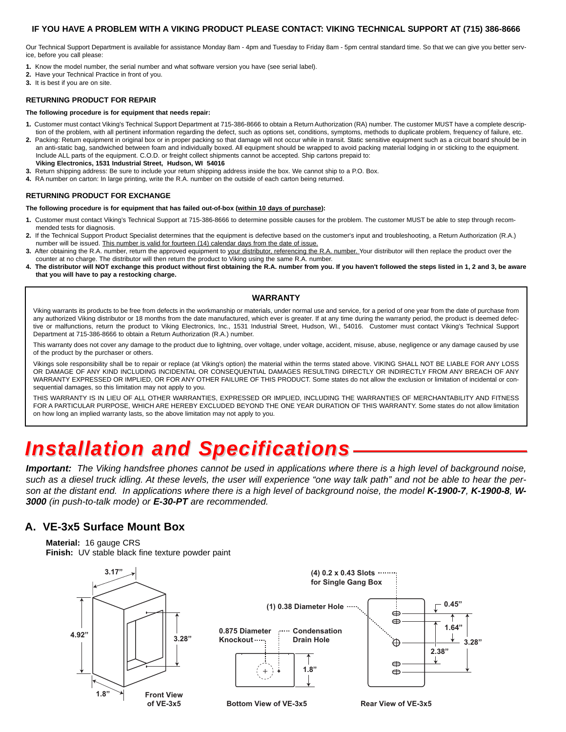**IF YOU HAVE A PROBLEM WITH A VIKING PRODUCT PLEASE CONTACT: VIKING TECHNICAL SUPPORT AT (715) 386-8666**

Our Technical Support Department is available for assistance Monday 8am - 4pm and Tuesday to Friday 8am - 5pm central standard time. So that we can give you better service, before you call please:

1. Know the model number, the serial number and what software version you have (see serial label).
2. Have your Technical Practice in front of you.
3. It is best if you are on site.

**RETURNING PRODUCT FOR REPAIR**

**The following procedure is for equipment that needs repair:**

1. Customer must contact Viking's Technical Support Department at 715-386-8666 to obtain a Return Authorization (RA) number. The customer MUST have a complete description of the problem, with all pertinent information regarding the defect, such as options set, conditions, symptoms, methods to duplicate problem, frequency of failure, etc.
2. Packing: Return equipment in original box or in proper packing so that damage will not occur while in transit. Static sensitive equipment such as a circuit board should be in an anti-static bag, sandwiched between foam and individually boxed. All equipment should be wrapped to avoid packing material lodging in or sticking to the equipment. Include ALL parts of the equipment. C.O.D. or freight collect shipments cannot be accepted. Ship cartons prepaid to:
   **Viking Electronics, 1531 Industrial Street, Hudson, WI 54016**
3. Return shipping address: Be sure to include your return shipping address inside the box. We cannot ship to a P.O. Box.
4. RA number on carton: In large printing, write the R.A. number on the outside of each carton being returned.

**RETURNING PRODUCT FOR EXCHANGE**

**The following procedure is for equipment that has failed out-of-box (within 10 days of purchase):**

1. Customer must contact Viking's Technical Support at 715-386-8666 to determine possible causes for the problem. The customer MUST be able to step through recommended tests for diagnosis.
2. If the Technical Support Product Specialist determines that the equipment is defective based on the customer's input and troubleshooting, a Return Authorization (R.A.) number will be issued. This number is valid for fourteen (14) calendar days from the date of issue.
3. After obtaining the R.A. number, return the approved equipment to your distributor, referencing the R.A. number. Your distributor will then replace the product over the counter at no charge. The distributor will then return the product to Viking using the same R.A. number.
4. **The distributor will NOT exchange this product without first obtaining the R.A. number from you. If you haven't followed the steps listed in 1, 2 and 3, be aware that you will have to pay a restocking charge.**

**WARRANTY**

Viking warrants its products to be free from defects in the workmanship or materials, under normal use and service, for a period of one year from the date of purchase from any authorized Viking distributor or 18 months from the date manufactured, which ever is greater. If at any time during the warranty period, the product is deemed defective or malfunctions, return the product to Viking Electronics, Inc., 1531 Industrial Street, Hudson, WI., 54016. Customer must contact Viking's Technical Support Department at 715-386-8666 to obtain a Return Authorization (R.A.) number.

This warranty does not cover any damage to the product due to lightning, over voltage, under voltage, accident, misuse, abuse, negligence or any damage caused by use of the product by the purchaser or others.

Vikings sole responsibility shall be to repair or replace (at Viking's option) the material within the terms stated above. VIKING SHALL NOT BE LIABLE FOR ANY LOSS OR DAMAGE OF ANY KIND INCLUDING INCIDENTAL OR CONSEQUENTIAL DAMAGES RESULTING DIRECTLY OR INDIRECTLY FROM ANY BREACH OF ANY WARRANTY EXPRESSED OR IMPLIED, OR FOR ANY OTHER FAILURE OF THIS PRODUCT. Some states do not allow the exclusion or limitation of incidental or consequential damages, so this limitation may not apply to you.

THIS WARRANTY IS IN LIEU OF ALL OTHER WARRANTIES, EXPRESSED OR IMPLIED, INCLUDING THE WARRANTIES OF MERCHANTABILITY AND FITNESS FOR A PARTICULAR PURPOSE, WHICH ARE HEREBY EXCLUDED BEYOND THE ONE YEAR DURATION OF THIS WARRANTY. Some states do not allow limitation on how long an implied warranty lasts, so the above limitation may not apply to you.

# Installation and Specifications

***Important:*** *The Viking handsfree phones cannot be used in applications where there is a high level of background noise, such as a diesel truck idling. At these levels, the user will experience "one way talk path" and not be able to hear the person at the distant end. In applications where there is a high level of background noise, the model **K-1900-7**, **K-1900-8**, **W-3000** (in push-to-talk mode) or **E-30-PT** are recommended.*

## A. VE-3x5 Surface Mount Box

**Material:** 16 gauge CRS
**Finish:** UV stable black fine texture powder paint

3.17" 4.92" 3.28" 1.8"

**Front View of VE-3x5**

**0.875 Diameter Knockout** **Condensation Drain Hole** 1.8"

**Bottom View of VE-3x5**

**(4) 0.2 x 0.43 Slots for Single Gang Box**
**(1) 0.38 Diameter Hole**
0.45" 1.64" 2.38" 3.28"

**Rear View of VE-3x5**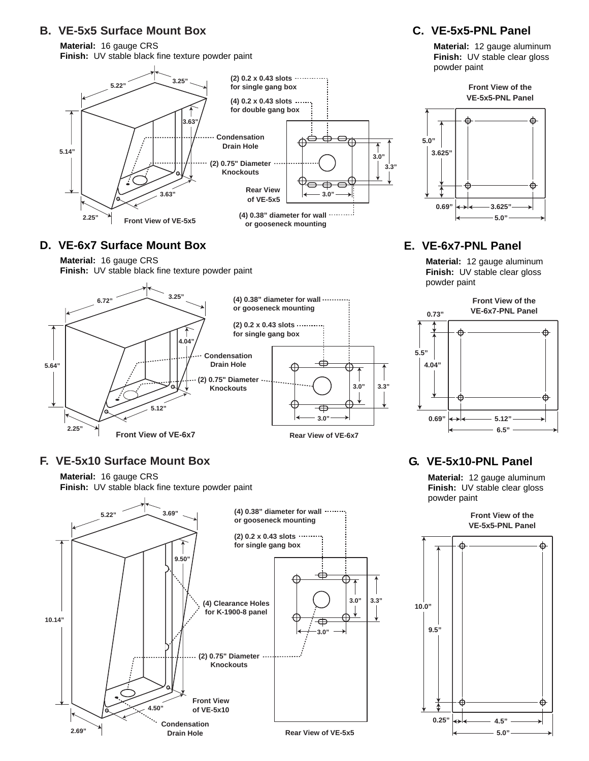## B. VE-5x5 Surface Mount Box

**Material:** 16 gauge CRS
**Finish:** UV stable black fine texture powder paint

5.22” 3.25” 3.63” 5.14” 3.63” 2.25”

Front View of VE-5x5

(2) 0.2 x 0.43 slots for single gang box

(4) 0.2 x 0.43 slots for double gang box

Condensation Drain Hole

(2) 0.75" Diameter Knockouts

3.0” 3.3” 3.0”

Rear View of VE-5x5

(4) 0.38” diameter for wall or gooseneck mounting

## C. VE-5x5-PNL Panel

**Material:** 12 gauge aluminum
**Finish:** UV stable clear gloss powder paint

Front View of the VE-5x5-PNL Panel

5.0” 3.625” 0.69” 3.625” 5.0”

## D. VE-6x7 Surface Mount Box

**Material:** 16 gauge CRS
**Finish:** UV stable black fine texture powder paint

6.72” 3.25” 4.04” 5.64” 5.12” 2.25”

Front View of VE-6x7

(4) 0.38” diameter for wall or gooseneck mounting

(2) 0.2 x 0.43 slots for single gang box

Condensation Drain Hole

(2) 0.75" Diameter Knockouts

3.0” 3.3” 3.0”

Rear View of VE-6x7

## E. VE-6x7-PNL Panel

**Material:** 12 gauge aluminum
**Finish:** UV stable clear gloss powder paint

Front View of the VE-6x7-PNL Panel

0.73” 5.5” 4.04” 0.69” 5.12” 6.5”

## F. VE-5x10 Surface Mount Box

**Material:** 16 gauge CRS
**Finish:** UV stable black fine texture powder paint

5.22” 3.69” 9.50” 10.14” 4.50” 2.69”

(4) 0.38” diameter for wall or gooseneck mounting

(2) 0.2 x 0.43 slots for single gang box

(4) Clearance Holes for K-1900-8 panel

(2) 0.75" Diameter Knockouts

Front View of VE-5x10

Condensation Drain Hole

3.0” 3.3” 3.0”

Rear View of VE-5x5

## G. VE-5x10-PNL Panel

**Material:** 12 gauge aluminum
**Finish:** UV stable clear gloss powder paint

Front View of the VE-5x5-PNL Panel

10.0” 9.5” 0.25” 4.5” 5.0”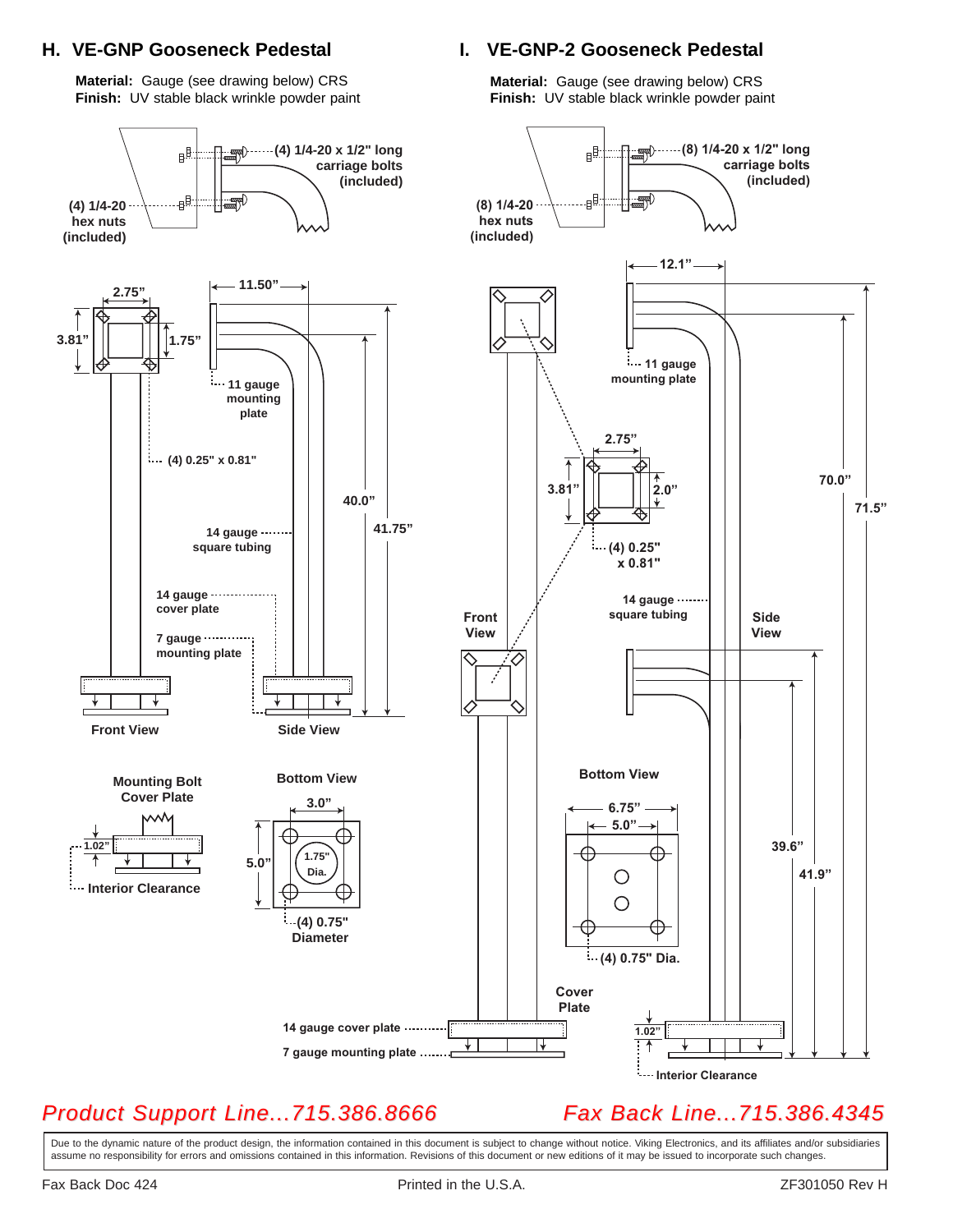## H. VE-GNP Gooseneck Pedestal

**Material:** Gauge (see drawing below) CRS
**Finish:** UV stable black wrinkle powder paint

(4) 1/4-20 x 1/2" long carriage bolts (included)

(4) 1/4-20 hex nuts (included)

2.75"

3.81"

1.75"

11.50"

11 gauge mounting plate

(4) 0.25" x 0.81"

40.0"

41.75"

14 gauge square tubing

14 gauge cover plate

7 gauge mounting plate

Front View

Side View

Mounting Bolt Cover Plate

1.02"

Interior Clearance

Bottom View

3.0"

5.0"

1.75" Dia.

(4) 0.75" Diameter

## I. VE-GNP-2 Gooseneck Pedestal

**Material:** Gauge (see drawing below) CRS
**Finish:** UV stable black wrinkle powder paint

(8) 1/4-20 x 1/2" long carriage bolts (included)

(8) 1/4-20 hex nuts (included)

12.1"

11 gauge mounting plate

2.75"

3.81"

2.0"

(4) 0.25" x 0.81"

14 gauge square tubing

70.0"

71.5"

Front View

Side View

39.6"

41.9"

Bottom View

6.75"

5.0"

(4) 0.75" Dia.

Cover Plate

14 gauge cover plate

7 gauge mounting plate

1.02"

Interior Clearance

*Product Support Line...715.386.8666*

*Fax Back Line...715.386.4345*

Due to the dynamic nature of the product design, the information contained in this document is subject to change without notice. Viking Electronics, and its affiliates and/or subsidiaries assume no responsibility for errors and omissions contained in this information. Revisions of this document or new editions of it may be issued to incorporate such changes.

Fax Back Doc 424 | Printed in the U.S.A. | ZF301050 Rev H